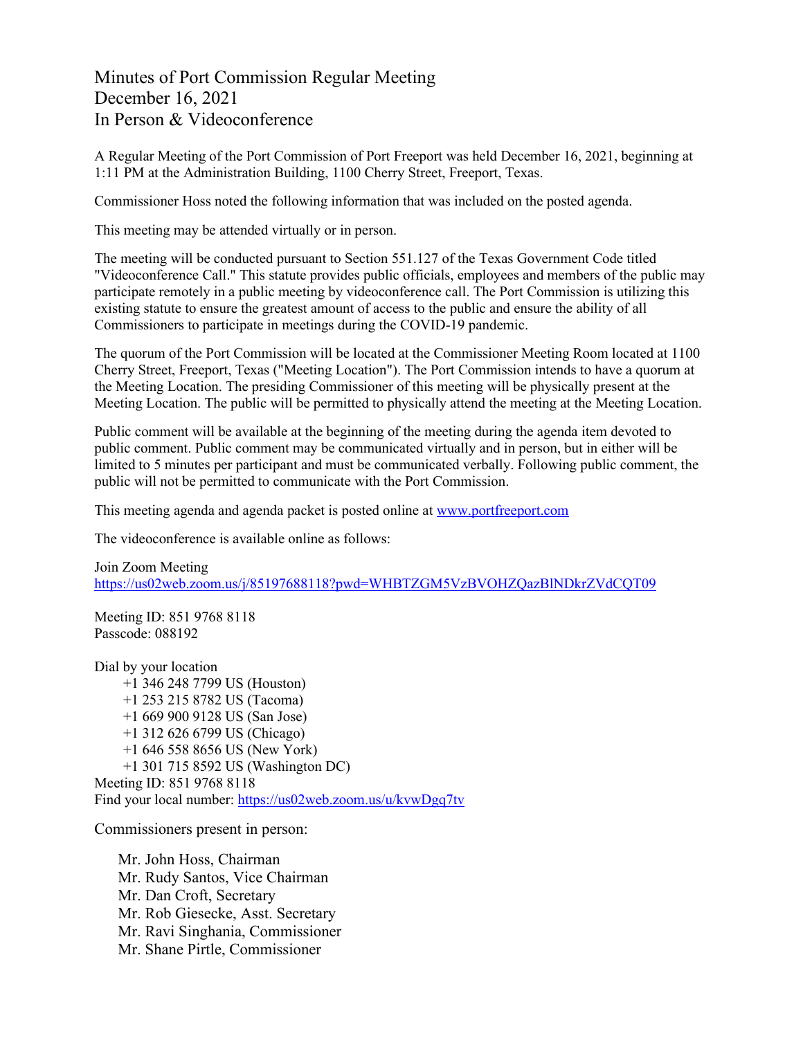# Minutes of Port Commission Regular Meeting
# December 16, 2021
# In Person & Videoconference

A Regular Meeting of the Port Commission of Port Freeport was held December 16, 2021, beginning at 1:11 PM at the Administration Building, 1100 Cherry Street, Freeport, Texas.

Commissioner Hoss noted the following information that was included on the posted agenda.

This meeting may be attended virtually or in person.

The meeting will be conducted pursuant to Section 551.127 of the Texas Government Code titled "Videoconference Call." This statute provides public officials, employees and members of the public may participate remotely in a public meeting by videoconference call. The Port Commission is utilizing this existing statute to ensure the greatest amount of access to the public and ensure the ability of all Commissioners to participate in meetings during the COVID-19 pandemic.

The quorum of the Port Commission will be located at the Commissioner Meeting Room located at 1100 Cherry Street, Freeport, Texas ("Meeting Location"). The Port Commission intends to have a quorum at the Meeting Location. The presiding Commissioner of this meeting will be physically present at the Meeting Location. The public will be permitted to physically attend the meeting at the Meeting Location.

Public comment will be available at the beginning of the meeting during the agenda item devoted to public comment. Public comment may be communicated virtually and in person, but in either will be limited to 5 minutes per participant and must be communicated verbally. Following public comment, the public will not be permitted to communicate with the Port Commission.

This meeting agenda and agenda packet is posted online at www.portfreeport.com

The videoconference is available online as follows:

Join Zoom Meeting
https://us02web.zoom.us/j/85197688118?pwd=WHBTZGM5VzBVOHZQazBlNDkrZVdCQT09

Meeting ID: 851 9768 8118
Passcode: 088192

Dial by your location
- +1 346 248 7799 US (Houston)
- +1 253 215 8782 US (Tacoma)
- +1 669 900 9128 US (San Jose)
- +1 312 626 6799 US (Chicago)
- +1 646 558 8656 US (New York)
- +1 301 715 8592 US (Washington DC)

Meeting ID: 851 9768 8118
Find your local number: https://us02web.zoom.us/u/kvwDgq7tv

Commissioners present in person:

- Mr. John Hoss, Chairman
- Mr. Rudy Santos, Vice Chairman
- Mr. Dan Croft, Secretary
- Mr. Rob Giesecke, Asst. Secretary
- Mr. Ravi Singhania, Commissioner
- Mr. Shane Pirtle, Commissioner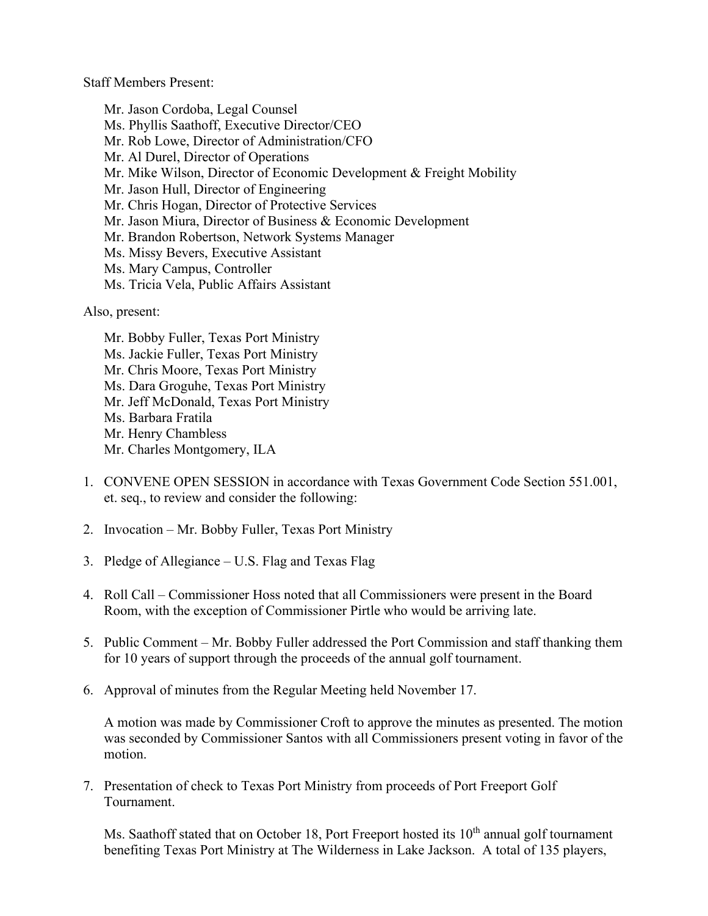Staff Members Present:

Mr. Jason Cordoba, Legal Counsel
Ms. Phyllis Saathoff, Executive Director/CEO
Mr. Rob Lowe, Director of Administration/CFO
Mr. Al Durel, Director of Operations
Mr. Mike Wilson, Director of Economic Development & Freight Mobility
Mr. Jason Hull, Director of Engineering
Mr. Chris Hogan, Director of Protective Services
Mr. Jason Miura, Director of Business & Economic Development
Mr. Brandon Robertson, Network Systems Manager
Ms. Missy Bevers, Executive Assistant
Ms. Mary Campus, Controller
Ms. Tricia Vela, Public Affairs Assistant

Also, present:

Mr. Bobby Fuller, Texas Port Ministry
Ms. Jackie Fuller, Texas Port Ministry
Mr. Chris Moore, Texas Port Ministry
Ms. Dara Groguhe, Texas Port Ministry
Mr. Jeff McDonald, Texas Port Ministry
Ms. Barbara Fratila
Mr. Henry Chambless
Mr. Charles Montgomery, ILA

1. CONVENE OPEN SESSION in accordance with Texas Government Code Section 551.001, et. seq., to review and consider the following:

2. Invocation – Mr. Bobby Fuller, Texas Port Ministry

3. Pledge of Allegiance – U.S. Flag and Texas Flag

4. Roll Call – Commissioner Hoss noted that all Commissioners were present in the Board Room, with the exception of Commissioner Pirtle who would be arriving late.

5. Public Comment – Mr. Bobby Fuller addressed the Port Commission and staff thanking them for 10 years of support through the proceeds of the annual golf tournament.

6. Approval of minutes from the Regular Meeting held November 17.

   A motion was made by Commissioner Croft to approve the minutes as presented. The motion was seconded by Commissioner Santos with all Commissioners present voting in favor of the motion.

7. Presentation of check to Texas Port Ministry from proceeds of Port Freeport Golf Tournament.

   Ms. Saathoff stated that on October 18, Port Freeport hosted its 10th annual golf tournament benefiting Texas Port Ministry at The Wilderness in Lake Jackson. A total of 135 players,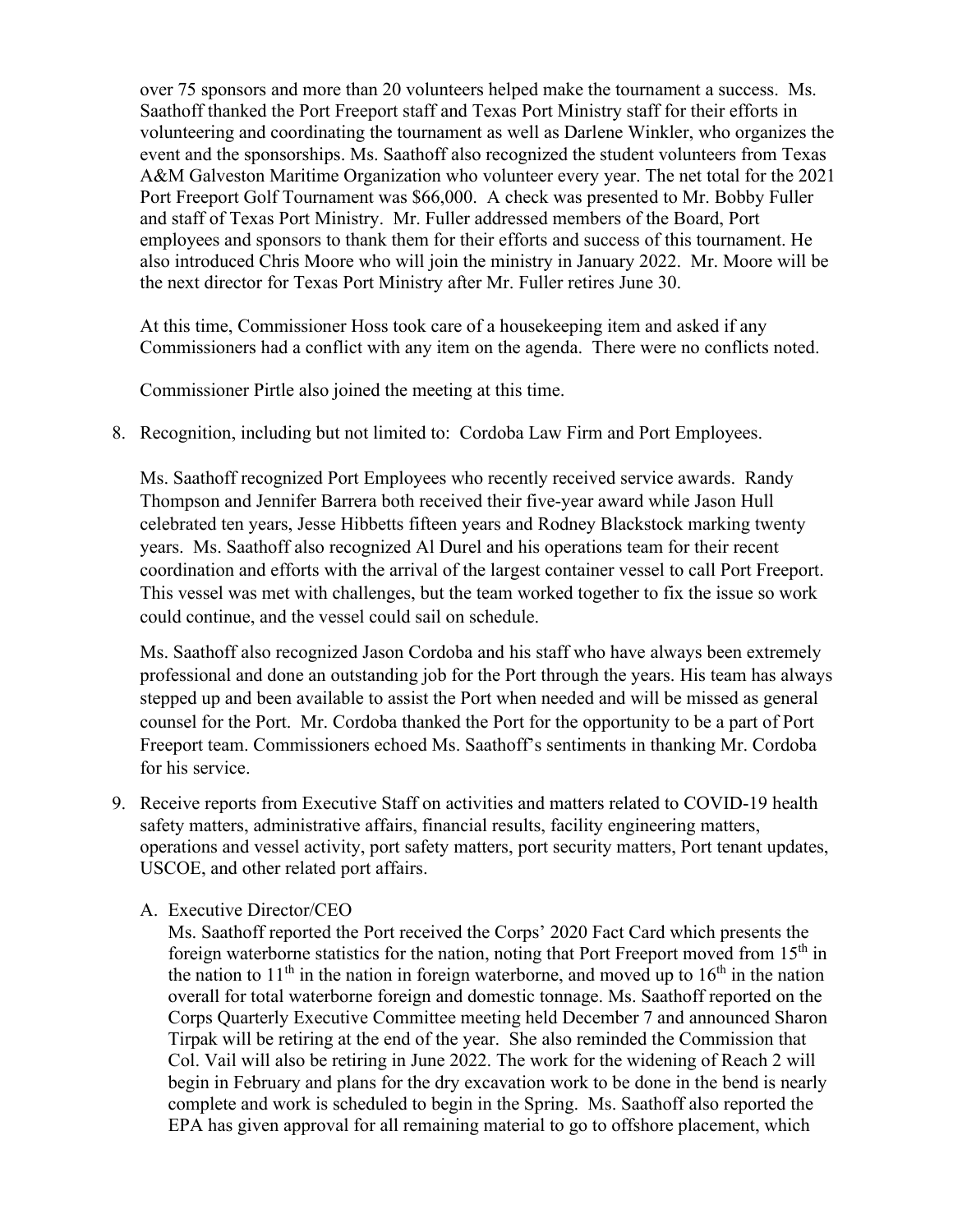over 75 sponsors and more than 20 volunteers helped make the tournament a success. Ms. Saathoff thanked the Port Freeport staff and Texas Port Ministry staff for their efforts in volunteering and coordinating the tournament as well as Darlene Winkler, who organizes the event and the sponsorships. Ms. Saathoff also recognized the student volunteers from Texas A&M Galveston Maritime Organization who volunteer every year. The net total for the 2021 Port Freeport Golf Tournament was $66,000. A check was presented to Mr. Bobby Fuller and staff of Texas Port Ministry. Mr. Fuller addressed members of the Board, Port employees and sponsors to thank them for their efforts and success of this tournament. He also introduced Chris Moore who will join the ministry in January 2022. Mr. Moore will be the next director for Texas Port Ministry after Mr. Fuller retires June 30.

At this time, Commissioner Hoss took care of a housekeeping item and asked if any Commissioners had a conflict with any item on the agenda. There were no conflicts noted.

Commissioner Pirtle also joined the meeting at this time.

8. Recognition, including but not limited to: Cordoba Law Firm and Port Employees.

   Ms. Saathoff recognized Port Employees who recently received service awards. Randy Thompson and Jennifer Barrera both received their five-year award while Jason Hull celebrated ten years, Jesse Hibbetts fifteen years and Rodney Blackstock marking twenty years. Ms. Saathoff also recognized Al Durel and his operations team for their recent coordination and efforts with the arrival of the largest container vessel to call Port Freeport. This vessel was met with challenges, but the team worked together to fix the issue so work could continue, and the vessel could sail on schedule.

   Ms. Saathoff also recognized Jason Cordoba and his staff who have always been extremely professional and done an outstanding job for the Port through the years. His team has always stepped up and been available to assist the Port when needed and will be missed as general counsel for the Port. Mr. Cordoba thanked the Port for the opportunity to be a part of Port Freeport team. Commissioners echoed Ms. Saathoff's sentiments in thanking Mr. Cordoba for his service.

9. Receive reports from Executive Staff on activities and matters related to COVID-19 health safety matters, administrative affairs, financial results, facility engineering matters, operations and vessel activity, port safety matters, port security matters, Port tenant updates, USCOE, and other related port affairs.

   A. Executive Director/CEO
      Ms. Saathoff reported the Port received the Corps' 2020 Fact Card which presents the foreign waterborne statistics for the nation, noting that Port Freeport moved from 15th in the nation to 11th in the nation in foreign waterborne, and moved up to 16th in the nation overall for total waterborne foreign and domestic tonnage. Ms. Saathoff reported on the Corps Quarterly Executive Committee meeting held December 7 and announced Sharon Tirpak will be retiring at the end of the year. She also reminded the Commission that Col. Vail will also be retiring in June 2022. The work for the widening of Reach 2 will begin in February and plans for the dry excavation work to be done in the bend is nearly complete and work is scheduled to begin in the Spring. Ms. Saathoff also reported the EPA has given approval for all remaining material to go to offshore placement, which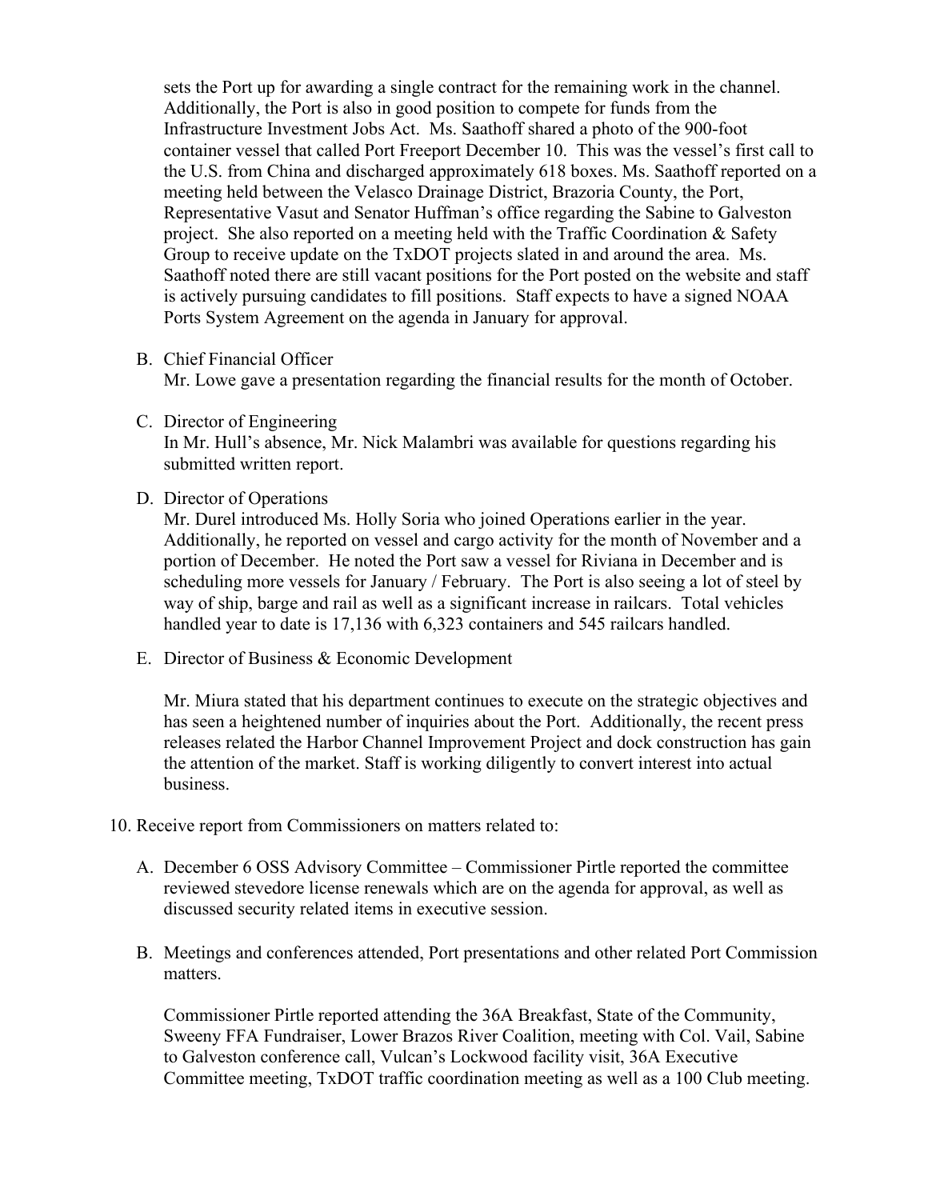sets the Port up for awarding a single contract for the remaining work in the channel. Additionally, the Port is also in good position to compete for funds from the Infrastructure Investment Jobs Act. Ms. Saathoff shared a photo of the 900-foot container vessel that called Port Freeport December 10. This was the vessel's first call to the U.S. from China and discharged approximately 618 boxes. Ms. Saathoff reported on a meeting held between the Velasco Drainage District, Brazoria County, the Port, Representative Vasut and Senator Huffman's office regarding the Sabine to Galveston project. She also reported on a meeting held with the Traffic Coordination & Safety Group to receive update on the TxDOT projects slated in and around the area. Ms. Saathoff noted there are still vacant positions for the Port posted on the website and staff is actively pursuing candidates to fill positions. Staff expects to have a signed NOAA Ports System Agreement on the agenda in January for approval.

B. Chief Financial Officer
Mr. Lowe gave a presentation regarding the financial results for the month of October.

C. Director of Engineering
In Mr. Hull's absence, Mr. Nick Malambri was available for questions regarding his submitted written report.

D. Director of Operations
Mr. Durel introduced Ms. Holly Soria who joined Operations earlier in the year. Additionally, he reported on vessel and cargo activity for the month of November and a portion of December. He noted the Port saw a vessel for Riviana in December and is scheduling more vessels for January / February. The Port is also seeing a lot of steel by way of ship, barge and rail as well as a significant increase in railcars. Total vehicles handled year to date is 17,136 with 6,323 containers and 545 railcars handled.

E. Director of Business & Economic Development

Mr. Miura stated that his department continues to execute on the strategic objectives and has seen a heightened number of inquiries about the Port. Additionally, the recent press releases related the Harbor Channel Improvement Project and dock construction has gain the attention of the market. Staff is working diligently to convert interest into actual business.

10. Receive report from Commissioners on matters related to:

A. December 6 OSS Advisory Committee – Commissioner Pirtle reported the committee reviewed stevedore license renewals which are on the agenda for approval, as well as discussed security related items in executive session.

B. Meetings and conferences attended, Port presentations and other related Port Commission matters.

Commissioner Pirtle reported attending the 36A Breakfast, State of the Community, Sweeny FFA Fundraiser, Lower Brazos River Coalition, meeting with Col. Vail, Sabine to Galveston conference call, Vulcan's Lockwood facility visit, 36A Executive Committee meeting, TxDOT traffic coordination meeting as well as a 100 Club meeting.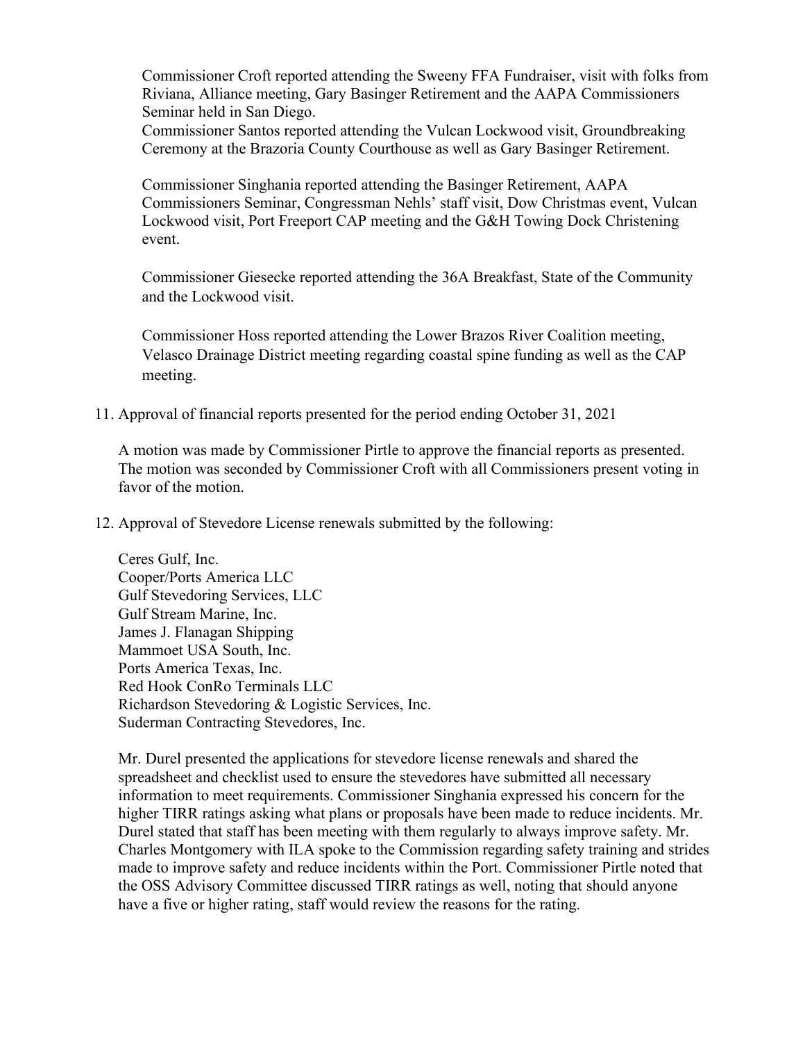Commissioner Croft reported attending the Sweeny FFA Fundraiser, visit with folks from Riviana, Alliance meeting, Gary Basinger Retirement and the AAPA Commissioners Seminar held in San Diego.
Commissioner Santos reported attending the Vulcan Lockwood visit, Groundbreaking Ceremony at the Brazoria County Courthouse as well as Gary Basinger Retirement.

Commissioner Singhania reported attending the Basinger Retirement, AAPA Commissioners Seminar, Congressman Nehls' staff visit, Dow Christmas event, Vulcan Lockwood visit, Port Freeport CAP meeting and the G&H Towing Dock Christening event.

Commissioner Giesecke reported attending the 36A Breakfast, State of the Community and the Lockwood visit.

Commissioner Hoss reported attending the Lower Brazos River Coalition meeting, Velasco Drainage District meeting regarding coastal spine funding as well as the CAP meeting.

11. Approval of financial reports presented for the period ending October 31, 2021

    A motion was made by Commissioner Pirtle to approve the financial reports as presented. The motion was seconded by Commissioner Croft with all Commissioners present voting in favor of the motion.

12. Approval of Stevedore License renewals submitted by the following:

    Ceres Gulf, Inc.
    Cooper/Ports America LLC
    Gulf Stevedoring Services, LLC
    Gulf Stream Marine, Inc.
    James J. Flanagan Shipping
    Mammoet USA South, Inc.
    Ports America Texas, Inc.
    Red Hook ConRo Terminals LLC
    Richardson Stevedoring & Logistic Services, Inc.
    Suderman Contracting Stevedores, Inc.

    Mr. Durel presented the applications for stevedore license renewals and shared the spreadsheet and checklist used to ensure the stevedores have submitted all necessary information to meet requirements. Commissioner Singhania expressed his concern for the higher TIRR ratings asking what plans or proposals have been made to reduce incidents. Mr. Durel stated that staff has been meeting with them regularly to always improve safety. Mr. Charles Montgomery with ILA spoke to the Commission regarding safety training and strides made to improve safety and reduce incidents within the Port. Commissioner Pirtle noted that the OSS Advisory Committee discussed TIRR ratings as well, noting that should anyone have a five or higher rating, staff would review the reasons for the rating.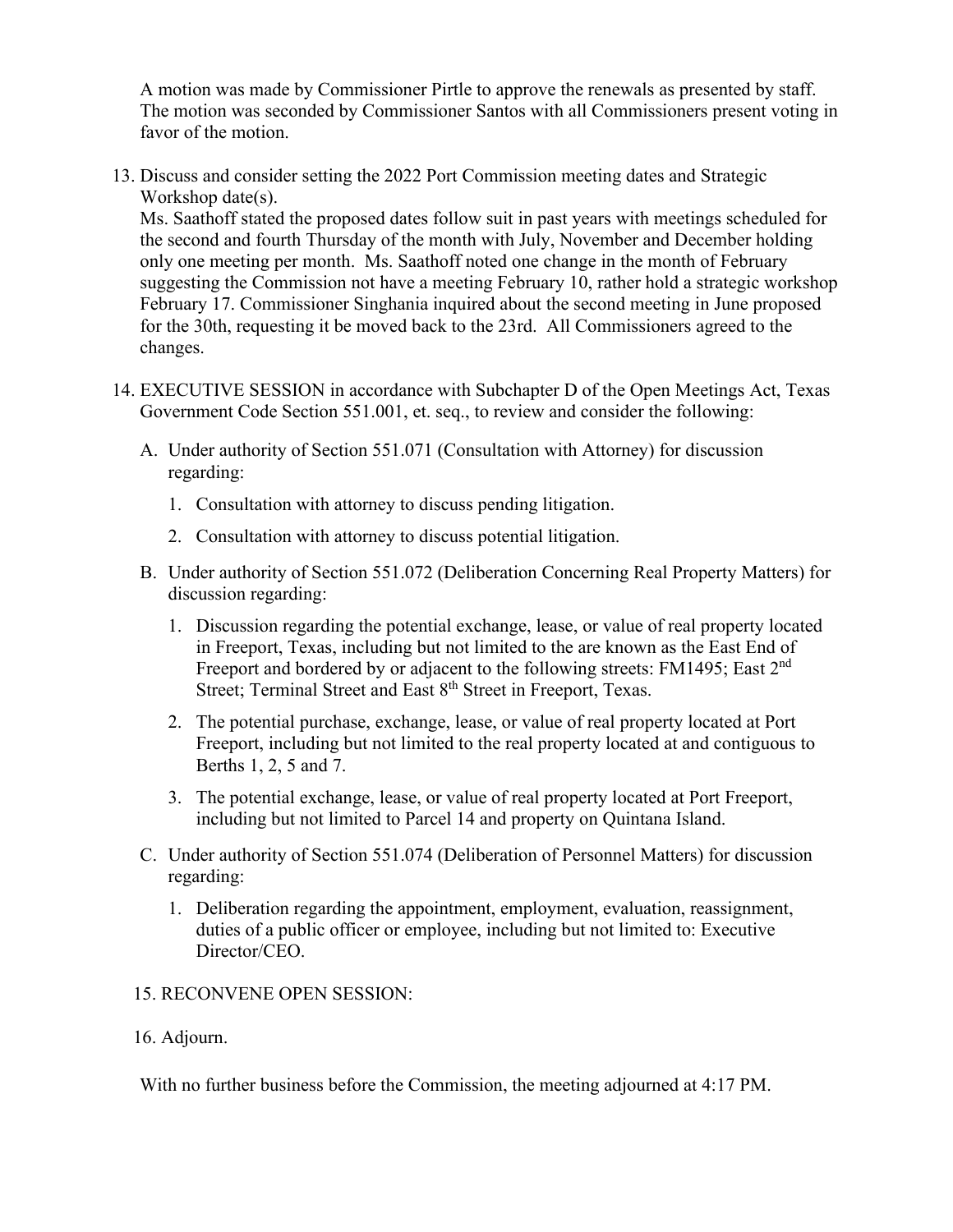A motion was made by Commissioner Pirtle to approve the renewals as presented by staff. The motion was seconded by Commissioner Santos with all Commissioners present voting in favor of the motion.

13. Discuss and consider setting the 2022 Port Commission meeting dates and Strategic Workshop date(s).
    Ms. Saathoff stated the proposed dates follow suit in past years with meetings scheduled for the second and fourth Thursday of the month with July, November and December holding only one meeting per month. Ms. Saathoff noted one change in the month of February suggesting the Commission not have a meeting February 10, rather hold a strategic workshop February 17. Commissioner Singhania inquired about the second meeting in June proposed for the 30th, requesting it be moved back to the 23rd. All Commissioners agreed to the changes.

14. EXECUTIVE SESSION in accordance with Subchapter D of the Open Meetings Act, Texas Government Code Section 551.001, et. seq., to review and consider the following:

    A. Under authority of Section 551.071 (Consultation with Attorney) for discussion regarding:

       1. Consultation with attorney to discuss pending litigation.

       2. Consultation with attorney to discuss potential litigation.

    B. Under authority of Section 551.072 (Deliberation Concerning Real Property Matters) for discussion regarding:

       1. Discussion regarding the potential exchange, lease, or value of real property located in Freeport, Texas, including but not limited to the are known as the East End of Freeport and bordered by or adjacent to the following streets: FM1495; East 2nd Street; Terminal Street and East 8th Street in Freeport, Texas.

       2. The potential purchase, exchange, lease, or value of real property located at Port Freeport, including but not limited to the real property located at and contiguous to Berths 1, 2, 5 and 7.

       3. The potential exchange, lease, or value of real property located at Port Freeport, including but not limited to Parcel 14 and property on Quintana Island.

    C. Under authority of Section 551.074 (Deliberation of Personnel Matters) for discussion regarding:

       1. Deliberation regarding the appointment, employment, evaluation, reassignment, duties of a public officer or employee, including but not limited to: Executive Director/CEO.

15. RECONVENE OPEN SESSION:

16. Adjourn.

With no further business before the Commission, the meeting adjourned at 4:17 PM.